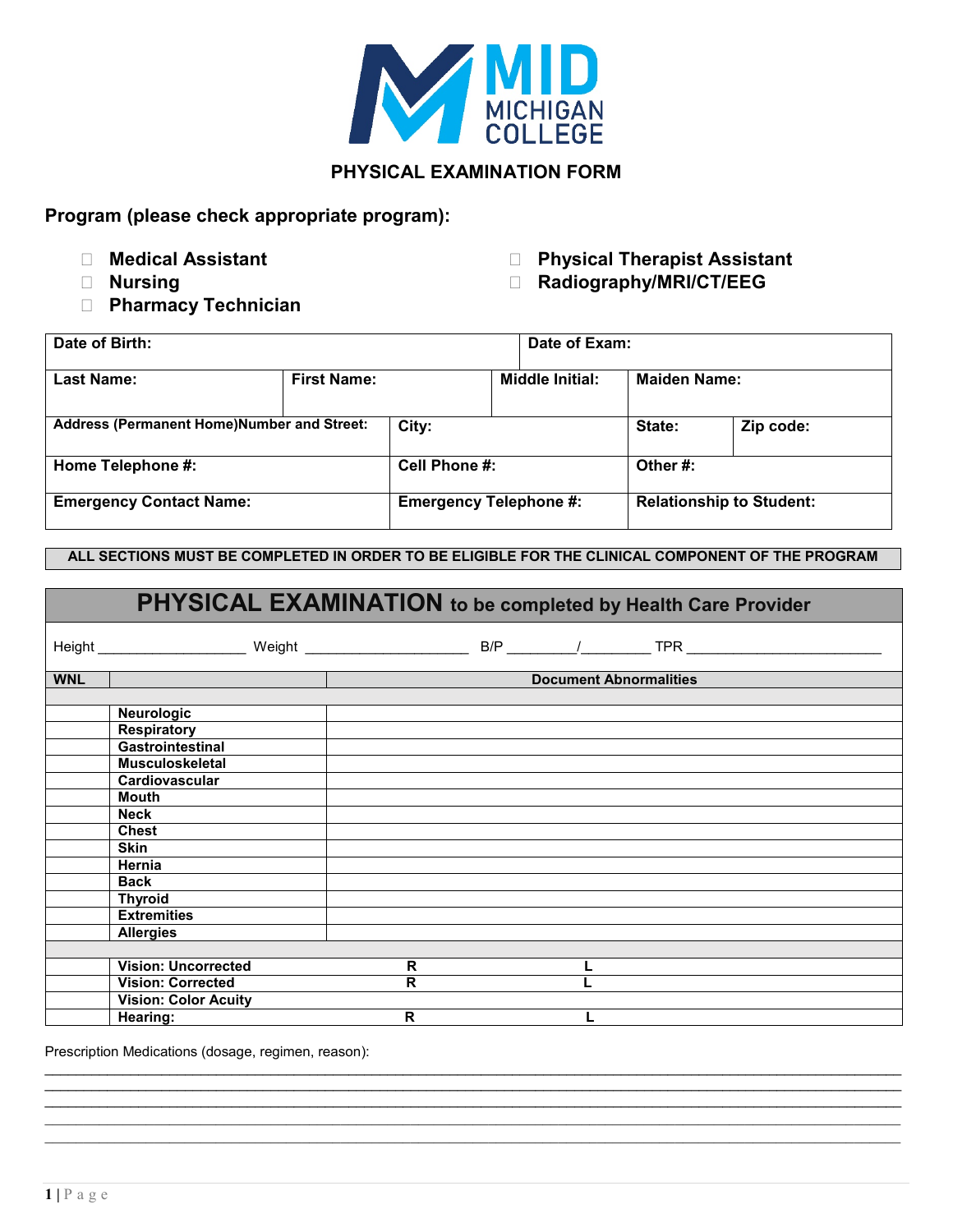# MID MICHIGAN COLLEGE

## PHYSICAL EXAMINATION FORM

**Program (please check appropriate program):**

- ☐ **Medical Assistant**
- ☐ **Nursing**
- ☐ **Pharmacy Technician**
- ☐ **Physical Therapist Assistant**
- ☐ **Radiography/MRI/CT/EEG**

| **Date of Birth:** | | | **Date of Exam:** | |
|---|---|---|---|---|
| **Last Name:** | **First Name:** | **Middle Initial:** | **Maiden Name:** | |
| **Address (Permanent Home)Number and Street:** | **City:** | | **State:** | **Zip code:** |
| **Home Telephone #:** | **Cell Phone #:** | | **Other #:** | |
| **Emergency Contact Name:** | **Emergency Telephone #:** | | **Relationship to Student:** | |

**ALL SECTIONS MUST BE COMPLETED IN ORDER TO BE ELIGIBLE FOR THE CLINICAL COMPONENT OF THE PROGRAM**

## PHYSICAL EXAMINATION to be completed by Health Care Provider

Height __________________ Weight ____________________ B/P ________/________ TPR ________________________

| **WNL** | | **Document Abnormalities** | |
|---|---|---|---|
| | | | |
| | **Neurologic** | | |
| | **Respiratory** | | |
| | **Gastrointestinal** | | |
| | **Musculoskeletal** | | |
| | **Cardiovascular** | | |
| | **Mouth** | | |
| | **Neck** | | |
| | **Chest** | | |
| | **Skin** | | |
| | **Hernia** | | |
| | **Back** | | |
| | **Thyroid** | | |
| | **Extremities** | | |
| | **Allergies** | | |
| | | | |
| | **Vision: Uncorrected** | **R** | **L** |
| | **Vision: Corrected** | **R** | **L** |
| | **Vision: Color Acuity** | | |
| | **Hearing:** | **R** | **L** |

Prescription Medications (dosage, regimen, reason):

______________________________________________________________________________________________

______________________________________________________________________________________________

______________________________________________________________________________________________

______________________________________________________________________________________________

______________________________________________________________________________________________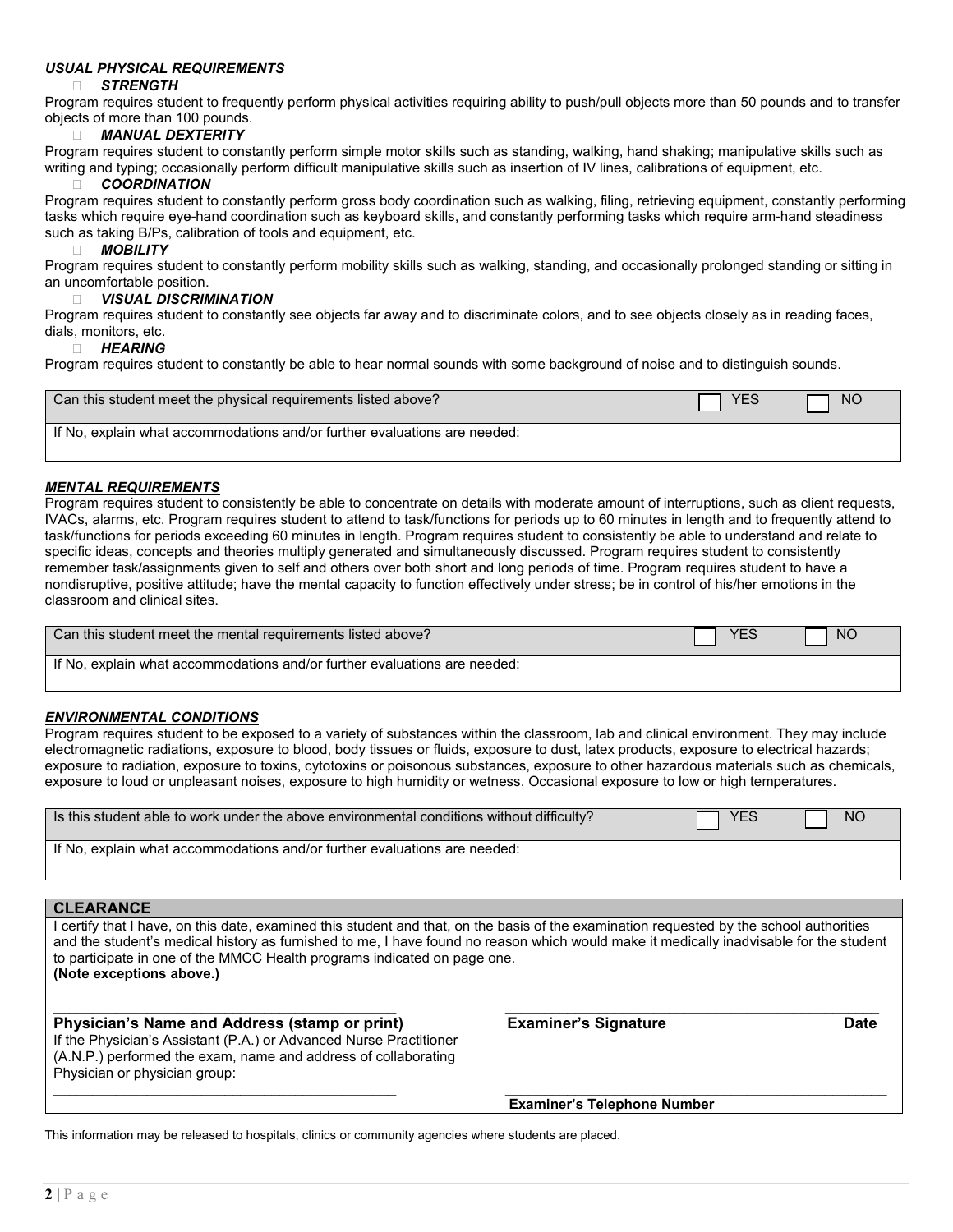***USUAL PHYSICAL REQUIREMENTS***

- ***STRENGTH***

Program requires student to frequently perform physical activities requiring ability to push/pull objects more than 50 pounds and to transfer objects of more than 100 pounds.

- ***MANUAL DEXTERITY***

Program requires student to constantly perform simple motor skills such as standing, walking, hand shaking; manipulative skills such as writing and typing; occasionally perform difficult manipulative skills such as insertion of IV lines, calibrations of equipment, etc.

- ***COORDINATION***

Program requires student to constantly perform gross body coordination such as walking, filing, retrieving equipment, constantly performing tasks which require eye-hand coordination such as keyboard skills, and constantly performing tasks which require arm-hand steadiness such as taking B/Ps, calibration of tools and equipment, etc.

- ***MOBILITY***

Program requires student to constantly perform mobility skills such as walking, standing, and occasionally prolonged standing or sitting in an uncomfortable position.

- ***VISUAL DISCRIMINATION***

Program requires student to constantly see objects far away and to discriminate colors, and to see objects closely as in reading faces, dials, monitors, etc.

- ***HEARING***

Program requires student to constantly be able to hear normal sounds with some background of noise and to distinguish sounds.

| | | |
|---|---|---|
| Can this student meet the physical requirements listed above? | ☐ YES | ☐ NO |
| If No, explain what accommodations and/or further evaluations are needed: | | |

***MENTAL REQUIREMENTS***

Program requires student to consistently be able to concentrate on details with moderate amount of interruptions, such as client requests, IVACs, alarms, etc. Program requires student to attend to task/functions for periods up to 60 minutes in length and to frequently attend to task/functions for periods exceeding 60 minutes in length. Program requires student to consistently be able to understand and relate to specific ideas, concepts and theories multiply generated and simultaneously discussed. Program requires student to consistently remember task/assignments given to self and others over both short and long periods of time. Program requires student to have a nondisruptive, positive attitude; have the mental capacity to function effectively under stress; be in control of his/her emotions in the classroom and clinical sites.

| | | |
|---|---|---|
| Can this student meet the mental requirements listed above? | ☐ YES | ☐ NO |
| If No, explain what accommodations and/or further evaluations are needed: | | |

***ENVIRONMENTAL CONDITIONS***

Program requires student to be exposed to a variety of substances within the classroom, lab and clinical environment. They may include electromagnetic radiations, exposure to blood, body tissues or fluids, exposure to dust, latex products, exposure to electrical hazards; exposure to radiation, exposure to toxins, cytotoxins or poisonous substances, exposure to other hazardous materials such as chemicals, exposure to loud or unpleasant noises, exposure to high humidity or wetness. Occasional exposure to low or high temperatures.

| | | |
|---|---|---|
| Is this student able to work under the above environmental conditions without difficulty? | ☐ YES | ☐ NO |
| If No, explain what accommodations and/or further evaluations are needed: | | |

**CLEARANCE**

I certify that I have, on this date, examined this student and that, on the basis of the examination requested by the school authorities and the student's medical history as furnished to me, I have found no reason which would make it medically inadvisable for the student to participate in one of the MMCC Health programs indicated on page one.
**(Note exceptions above.)**

\_\_\_\_\_\_\_\_\_\_\_\_\_\_\_\_\_\_\_\_\_\_\_\_\_\_\_\_\_\_\_\_\_\_\_\_\_\_\_\_\_\_\_\_\_\_\_\_\_\_\_\_

**Physician's Name and Address (stamp or print)**
If the Physician's Assistant (P.A.) or Advanced Nurse Practitioner (A.N.P.) performed the exam, name and address of collaborating Physician or physician group:

\_\_\_\_\_\_\_\_\_\_\_\_\_\_\_\_\_\_\_\_\_\_\_\_\_\_\_\_\_\_\_\_\_\_\_\_\_\_\_\_\_\_\_\_\_\_\_\_\_\_\_\_

\_\_\_\_\_\_\_\_\_\_\_\_\_\_\_\_\_\_\_\_\_\_\_\_\_\_\_\_\_\_\_\_\_\_\_\_\_\_\_\_\_\_\_\_\_\_\_\_\_\_\_\_

**Examiner's Signature** **Date**

\_\_\_\_\_\_\_\_\_\_\_\_\_\_\_\_\_\_\_\_\_\_\_\_\_\_\_\_\_\_\_\_\_\_\_\_\_\_\_\_\_\_\_\_\_\_\_\_\_\_\_\_

**Examiner's Telephone Number**

This information may be released to hospitals, clinics or community agencies where students are placed.